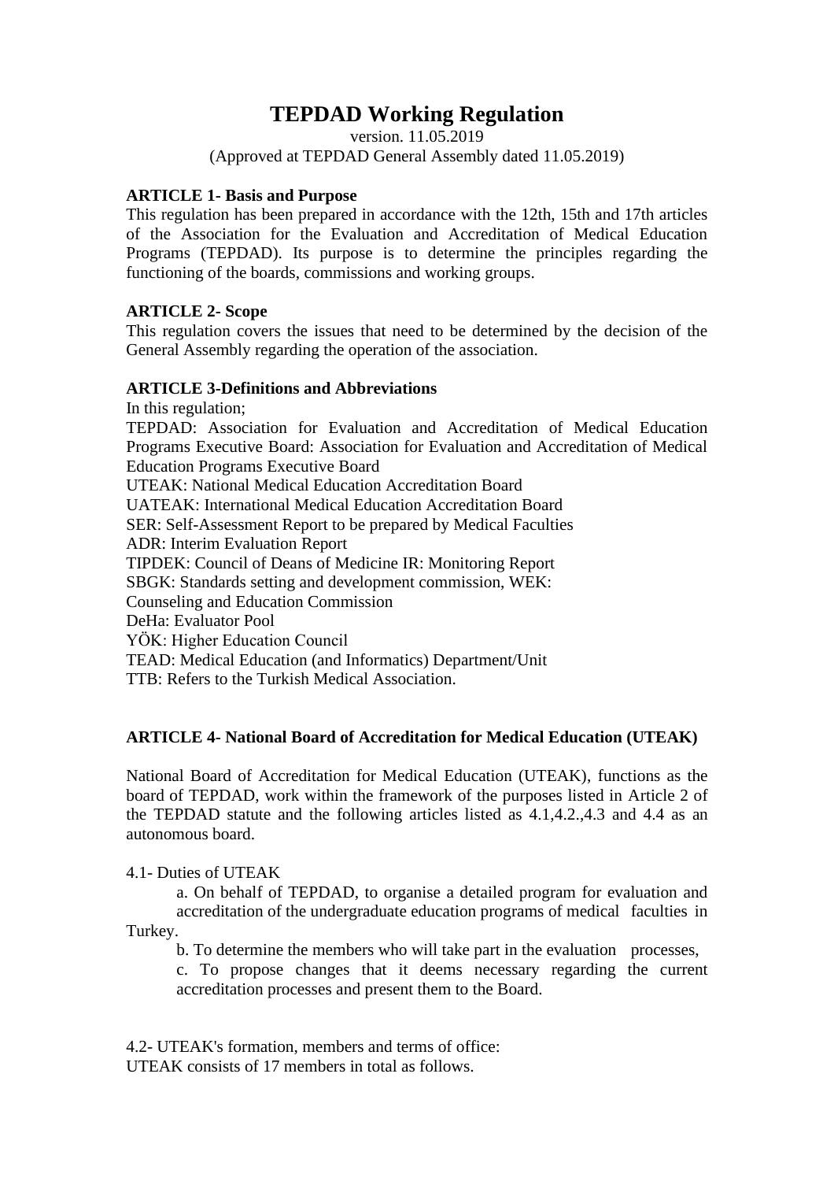# TEPDAD Working Regulation

version. 11.05.2019

(Approved at TEPDAD General Assembly dated 11.05.2019)

**ARTICLE 1- Basis and Purpose**

This regulation has been prepared in accordance with the 12th, 15th and 17th articles of the Association for the Evaluation and Accreditation of Medical Education Programs (TEPDAD). Its purpose is to determine the principles regarding the functioning of the boards, commissions and working groups.

**ARTICLE 2- Scope**

This regulation covers the issues that need to be determined by the decision of the General Assembly regarding the operation of the association.

**ARTICLE 3-Definitions and Abbreviations**

In this regulation;

TEPDAD: Association for Evaluation and Accreditation of Medical Education Programs Executive Board: Association for Evaluation and Accreditation of Medical Education Programs Executive Board

UTEAK: National Medical Education Accreditation Board

UATEAK: International Medical Education Accreditation Board

SER: Self-Assessment Report to be prepared by Medical Faculties

ADR: Interim Evaluation Report

TIPDEK: Council of Deans of Medicine IR: Monitoring Report

SBGK: Standards setting and development commission, WEK:

Counseling and Education Commission

DeHa: Evaluator Pool

YÖK: Higher Education Council

TEAD: Medical Education (and Informatics) Department/Unit

TTB: Refers to the Turkish Medical Association.

**ARTICLE 4- National Board of Accreditation for Medical Education (UTEAK)**

National Board of Accreditation for Medical Education (UTEAK), functions as the board of TEPDAD, work within the framework of the purposes listed in Article 2 of the TEPDAD statute and the following articles listed as 4.1,4.2.,4.3 and 4.4 as an autonomous board.

4.1- Duties of UTEAK

a. On behalf of TEPDAD, to organise a detailed program for evaluation and accreditation of the undergraduate education programs of medical faculties in Turkey.

b. To determine the members who will take part in the evaluation processes,

c. To propose changes that it deems necessary regarding the current accreditation processes and present them to the Board.

4.2- UTEAK's formation, members and terms of office:

UTEAK consists of 17 members in total as follows.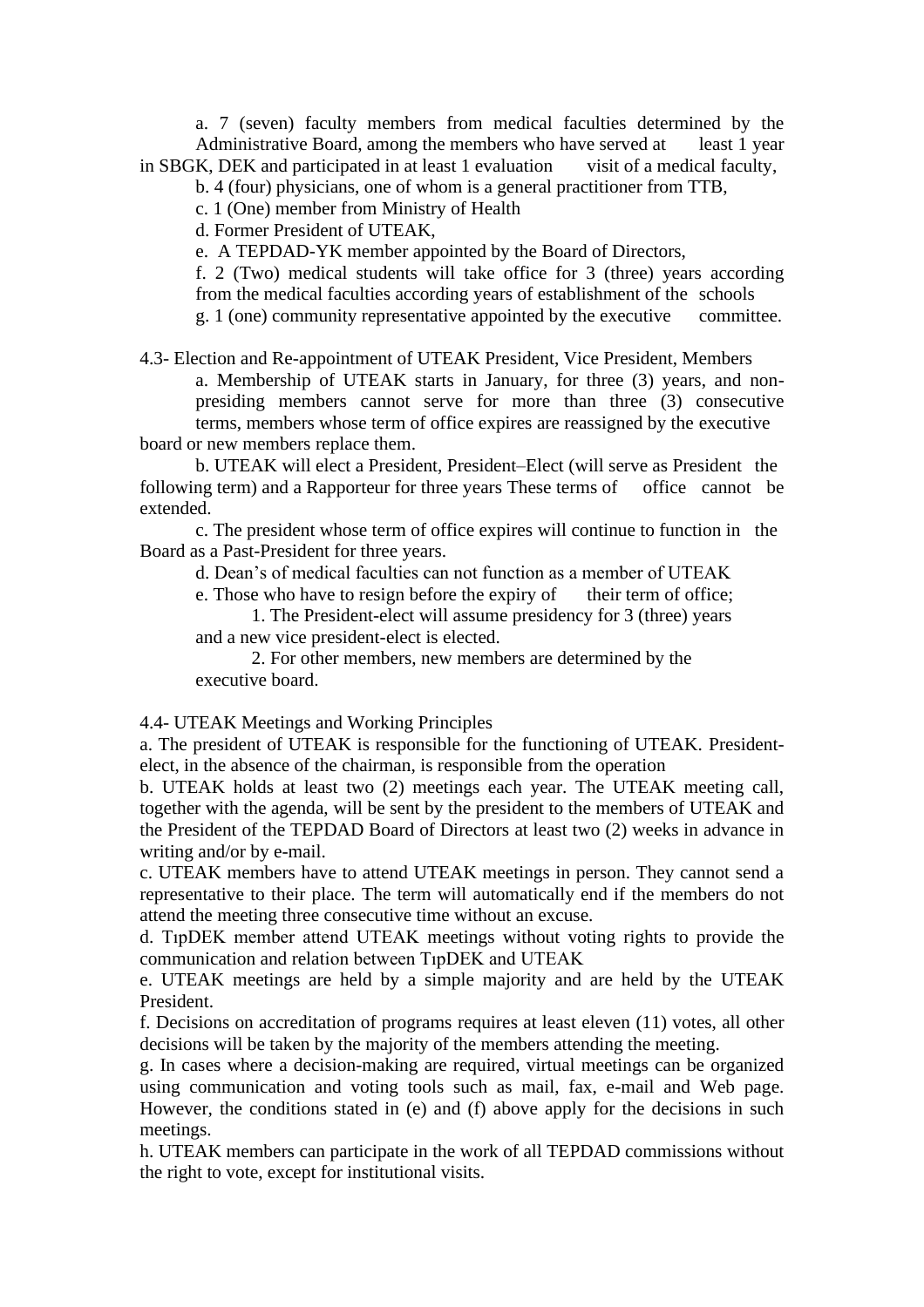a. 7 (seven) faculty members from medical faculties determined by the Administrative Board, among the members who have served at least 1 year in SBGK, DEK and participated in at least 1 evaluation visit of a medical faculty,

b. 4 (four) physicians, one of whom is a general practitioner from TTB,

c. 1 (One) member from Ministry of Health

d. Former President of UTEAK,

e. A TEPDAD-YK member appointed by the Board of Directors,

f. 2 (Two) medical students will take office for 3 (three) years according from the medical faculties according years of establishment of the schools

g. 1 (one) community representative appointed by the executive committee.

4.3- Election and Re-appointment of UTEAK President, Vice President, Members

a. Membership of UTEAK starts in January, for three (3) years, and non-presiding members cannot serve for more than three (3) consecutive terms, members whose term of office expires are reassigned by the executive board or new members replace them.

b. UTEAK will elect a President, President–Elect (will serve as President the following term) and a Rapporteur for three years These terms of office cannot be extended.

c. The president whose term of office expires will continue to function in the Board as a Past-President for three years.

d. Dean's of medical faculties can not function as a member of UTEAK

e. Those who have to resign before the expiry of their term of office;

1. The President-elect will assume presidency for 3 (three) years and a new vice president-elect is elected.

2. For other members, new members are determined by the executive board.

4.4- UTEAK Meetings and Working Principles

a. The president of UTEAK is responsible for the functioning of UTEAK. President-elect, in the absence of the chairman, is responsible from the operation

b. UTEAK holds at least two (2) meetings each year. The UTEAK meeting call, together with the agenda, will be sent by the president to the members of UTEAK and the President of the TEPDAD Board of Directors at least two (2) weeks in advance in writing and/or by e-mail.

c. UTEAK members have to attend UTEAK meetings in person. They cannot send a representative to their place. The term will automatically end if the members do not attend the meeting three consecutive time without an excuse.

d. TıpDEK member attend UTEAK meetings without voting rights to provide the communication and relation between TıpDEK and UTEAK

e. UTEAK meetings are held by a simple majority and are held by the UTEAK President.

f. Decisions on accreditation of programs requires at least eleven (11) votes, all other decisions will be taken by the majority of the members attending the meeting.

g. In cases where a decision-making are required, virtual meetings can be organized using communication and voting tools such as mail, fax, e-mail and Web page. However, the conditions stated in (e) and (f) above apply for the decisions in such meetings.

h. UTEAK members can participate in the work of all TEPDAD commissions without the right to vote, except for institutional visits.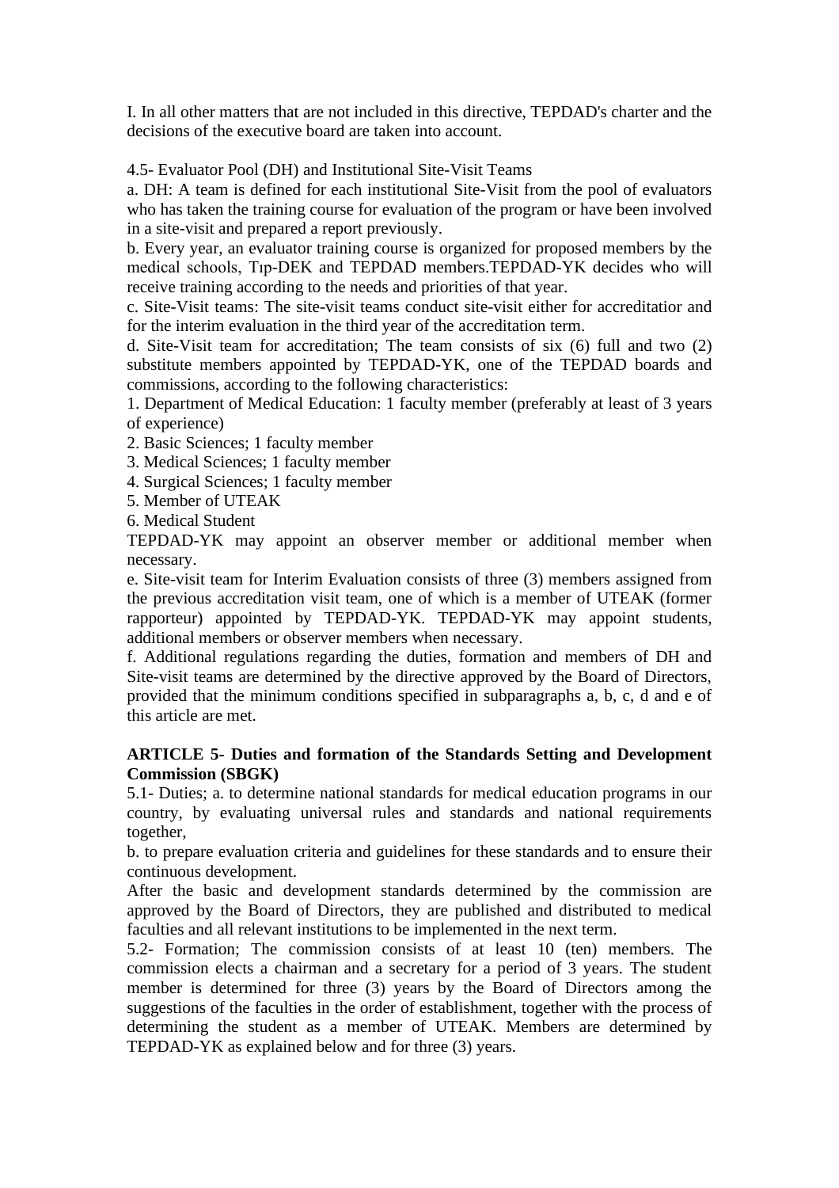I. In all other matters that are not included in this directive, TEPDAD's charter and the decisions of the executive board are taken into account.

4.5- Evaluator Pool (DH) and Institutional Site-Visit Teams

a. DH: A team is defined for each institutional Site-Visit from the pool of evaluators who has taken the training course for evaluation of the program or have been involved in a site-visit and prepared a report previously.

b. Every year, an evaluator training course is organized for proposed members by the medical schools, Tıp-DEK and TEPDAD members.TEPDAD-YK decides who will receive training according to the needs and priorities of that year.

c. Site-Visit teams: The site-visit teams conduct site-visit either for accreditatior and for the interim evaluation in the third year of the accreditation term.

d. Site-Visit team for accreditation; The team consists of six (6) full and two (2) substitute members appointed by TEPDAD-YK, one of the TEPDAD boards and commissions, according to the following characteristics:

1. Department of Medical Education: 1 faculty member (preferably at least of 3 years of experience)
2. Basic Sciences; 1 faculty member
3. Medical Sciences; 1 faculty member
4. Surgical Sciences; 1 faculty member
5. Member of UTEAK
6. Medical Student

TEPDAD-YK may appoint an observer member or additional member when necessary.

e. Site-visit team for Interim Evaluation consists of three (3) members assigned from the previous accreditation visit team, one of which is a member of UTEAK (former rapporteur) appointed by TEPDAD-YK. TEPDAD-YK may appoint students, additional members or observer members when necessary.

f. Additional regulations regarding the duties, formation and members of DH and Site-visit teams are determined by the directive approved by the Board of Directors, provided that the minimum conditions specified in subparagraphs a, b, c, d and e of this article are met.

**ARTICLE 5- Duties and formation of the Standards Setting and Development Commission (SBGK)**

5.1- Duties; a. to determine national standards for medical education programs in our country, by evaluating universal rules and standards and national requirements together,

b. to prepare evaluation criteria and guidelines for these standards and to ensure their continuous development.

After the basic and development standards determined by the commission are approved by the Board of Directors, they are published and distributed to medical faculties and all relevant institutions to be implemented in the next term.

5.2- Formation; The commission consists of at least 10 (ten) members. The commission elects a chairman and a secretary for a period of 3 years. The student member is determined for three (3) years by the Board of Directors among the suggestions of the faculties in the order of establishment, together with the process of determining the student as a member of UTEAK. Members are determined by TEPDAD-YK as explained below and for three (3) years.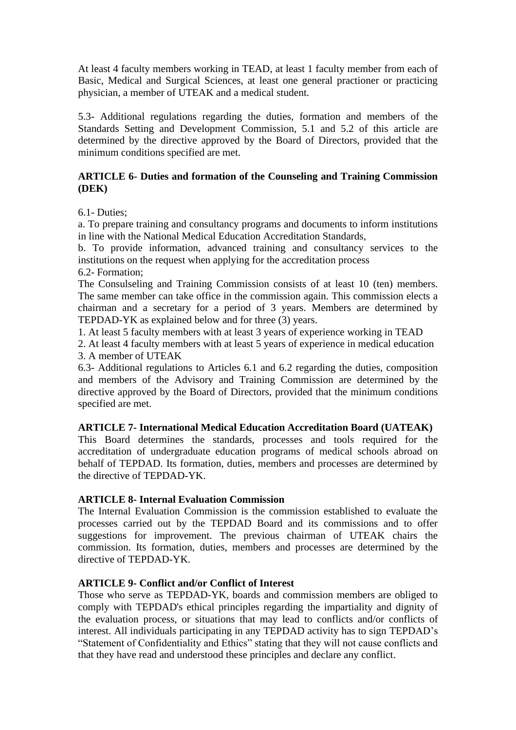At least 4 faculty members working in TEAD, at least 1 faculty member from each of Basic, Medical and Surgical Sciences, at least one general practioner or practicing physician, a member of UTEAK and a medical student.

5.3- Additional regulations regarding the duties, formation and members of the Standards Setting and Development Commission, 5.1 and 5.2 of this article are determined by the directive approved by the Board of Directors, provided that the minimum conditions specified are met.

**ARTICLE 6- Duties and formation of the Counseling and Training Commission (DEK)**

6.1- Duties;

a. To prepare training and consultancy programs and documents to inform institutions in line with the National Medical Education Accreditation Standards,

b. To provide information, advanced training and consultancy services to the institutions on the request when applying for the accreditation process

6.2- Formation;

The Consulseling and Training Commission consists of at least 10 (ten) members. The same member can take office in the commission again. This commission elects a chairman and a secretary for a period of 3 years. Members are determined by TEPDAD-YK as explained below and for three (3) years.

1. At least 5 faculty members with at least 3 years of experience working in TEAD
2. At least 4 faculty members with at least 5 years of experience in medical education
3. A member of UTEAK

6.3- Additional regulations to Articles 6.1 and 6.2 regarding the duties, composition and members of the Advisory and Training Commission are determined by the directive approved by the Board of Directors, provided that the minimum conditions specified are met.

**ARTICLE 7- International Medical Education Accreditation Board (UATEAK)**

This Board determines the standards, processes and tools required for the accreditation of undergraduate education programs of medical schools abroad on behalf of TEPDAD. Its formation, duties, members and processes are determined by the directive of TEPDAD-YK.

**ARTICLE 8- Internal Evaluation Commission**

The Internal Evaluation Commission is the commission established to evaluate the processes carried out by the TEPDAD Board and its commissions and to offer suggestions for improvement. The previous chairman of UTEAK chairs the commission. Its formation, duties, members and processes are determined by the directive of TEPDAD-YK.

**ARTICLE 9- Conflict and/or Conflict of Interest**

Those who serve as TEPDAD-YK, boards and commission members are obliged to comply with TEPDAD's ethical principles regarding the impartiality and dignity of the evaluation process, or situations that may lead to conflicts and/or conflicts of interest. All individuals participating in any TEPDAD activity has to sign TEPDAD's "Statement of Confidentiality and Ethics" stating that they will not cause conflicts and that they have read and understood these principles and declare any conflict.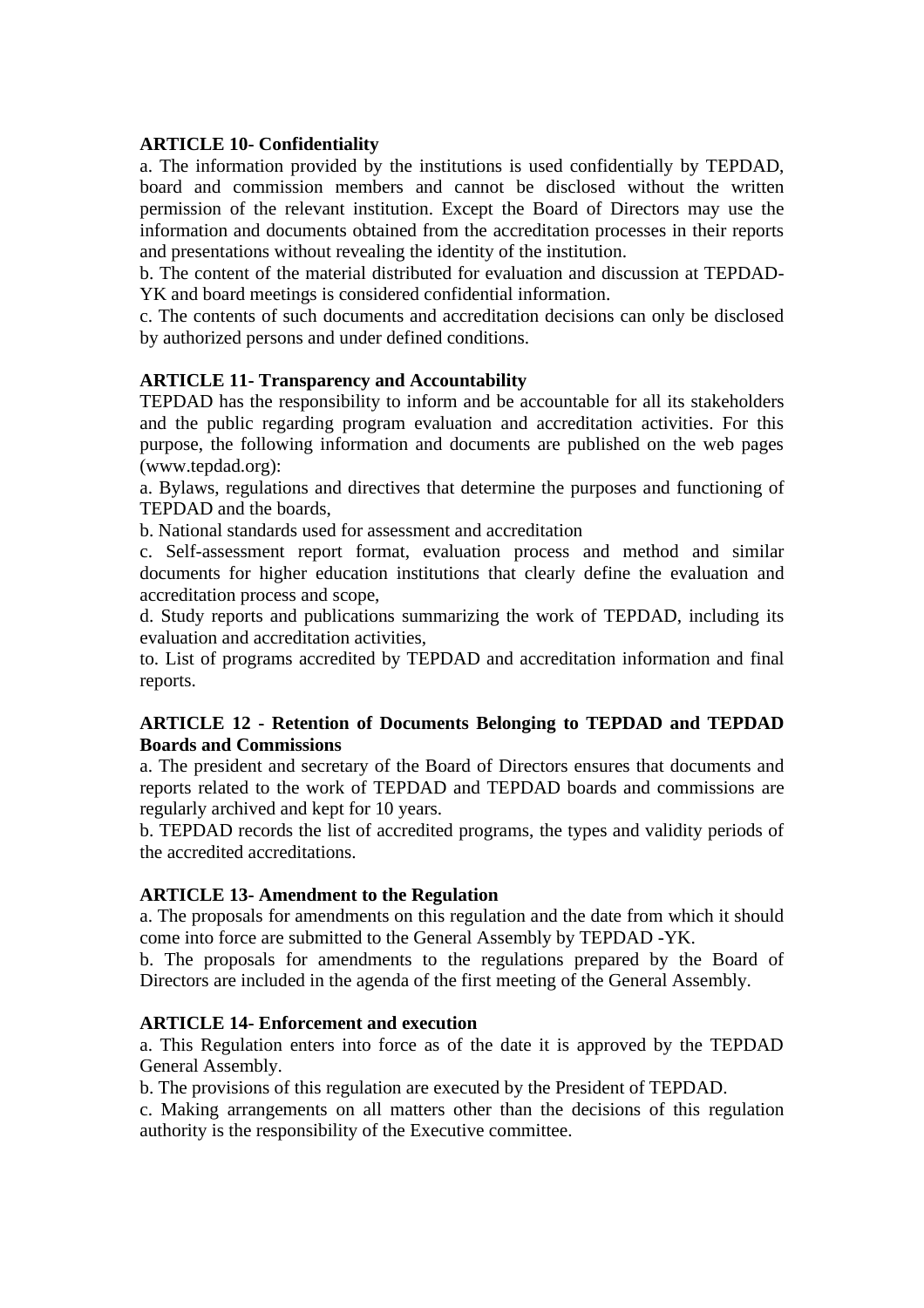**ARTICLE 10- Confidentiality**

a. The information provided by the institutions is used confidentially by TEPDAD, board and commission members and cannot be disclosed without the written permission of the relevant institution. Except the Board of Directors may use the information and documents obtained from the accreditation processes in their reports and presentations without revealing the identity of the institution.

b. The content of the material distributed for evaluation and discussion at TEPDAD-YK and board meetings is considered confidential information.

c. The contents of such documents and accreditation decisions can only be disclosed by authorized persons and under defined conditions.

**ARTICLE 11- Transparency and Accountability**

TEPDAD has the responsibility to inform and be accountable for all its stakeholders and the public regarding program evaluation and accreditation activities. For this purpose, the following information and documents are published on the web pages (www.tepdad.org):

a. Bylaws, regulations and directives that determine the purposes and functioning of TEPDAD and the boards,

b. National standards used for assessment and accreditation

c. Self-assessment report format, evaluation process and method and similar documents for higher education institutions that clearly define the evaluation and accreditation process and scope,

d. Study reports and publications summarizing the work of TEPDAD, including its evaluation and accreditation activities,

to. List of programs accredited by TEPDAD and accreditation information and final reports.

**ARTICLE 12 - Retention of Documents Belonging to TEPDAD and TEPDAD Boards and Commissions**

a. The president and secretary of the Board of Directors ensures that documents and reports related to the work of TEPDAD and TEPDAD boards and commissions are regularly archived and kept for 10 years.

b. TEPDAD records the list of accredited programs, the types and validity periods of the accredited accreditations.

**ARTICLE 13- Amendment to the Regulation**

a. The proposals for amendments on this regulation and the date from which it should come into force are submitted to the General Assembly by TEPDAD -YK.

b. The proposals for amendments to the regulations prepared by the Board of Directors are included in the agenda of the first meeting of the General Assembly.

**ARTICLE 14- Enforcement and execution**

a. This Regulation enters into force as of the date it is approved by the TEPDAD General Assembly.

b. The provisions of this regulation are executed by the President of TEPDAD.

c. Making arrangements on all matters other than the decisions of this regulation authority is the responsibility of the Executive committee.